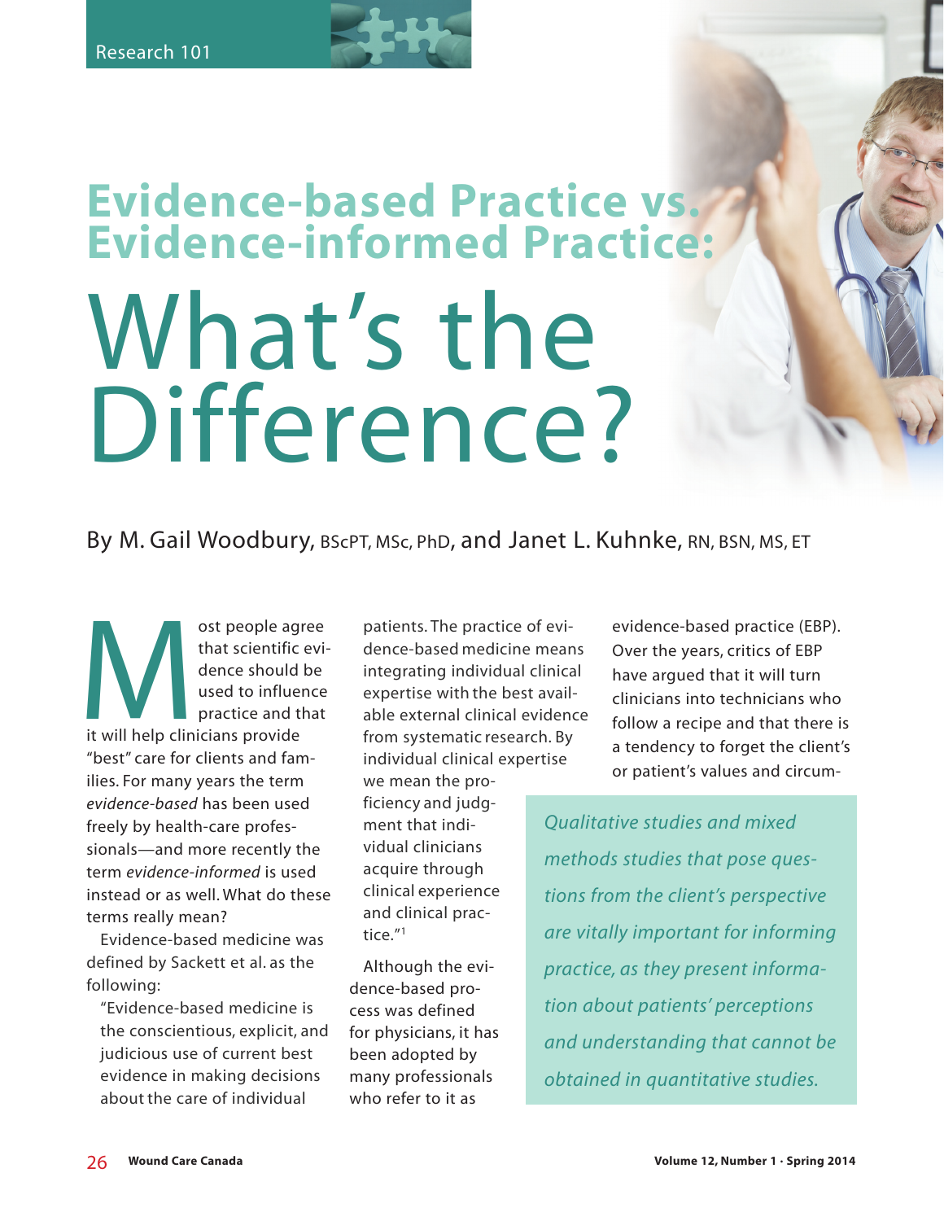Research 101

# Evidence-based Practice vs. Evidence-informed Practice: What's the Difference?

By M. Gail Woodbury, BScPT, MSc, PhD, and Janet L. Kuhnke, RN, BSN, MS, ET

Most people agree that scientific evidence should be used to influence practice and that it will help clinicians provide "best" care for clients and families. For many years the term *evidence-based* has been used freely by health-care professionals—and more recently the term *evidence-informed* is used instead or as well. What do these terms really mean?

Evidence-based medicine was defined by Sackett et al. as the following:

"Evidence-based medicine is the conscientious, explicit, and judicious use of current best evidence in making decisions about the care of individual patients. The practice of evidence-based medicine means integrating individual clinical expertise with the best available external clinical evidence from systematic research. By individual clinical expertise we mean the proficiency and judgment that individual clinicians acquire through clinical experience and clinical practice."[1]

Although the evidence-based process was defined for physicians, it has been adopted by many professionals who refer to it as evidence-based practice (EBP). Over the years, critics of EBP have argued that it will turn clinicians into technicians who follow a recipe and that there is a tendency to forget the client's or patient's values and circum-

*Qualitative studies and mixed methods studies that pose questions from the client's perspective are vitally important for informing practice, as they present information about patients' perceptions and understanding that cannot be obtained in quantitative studies.*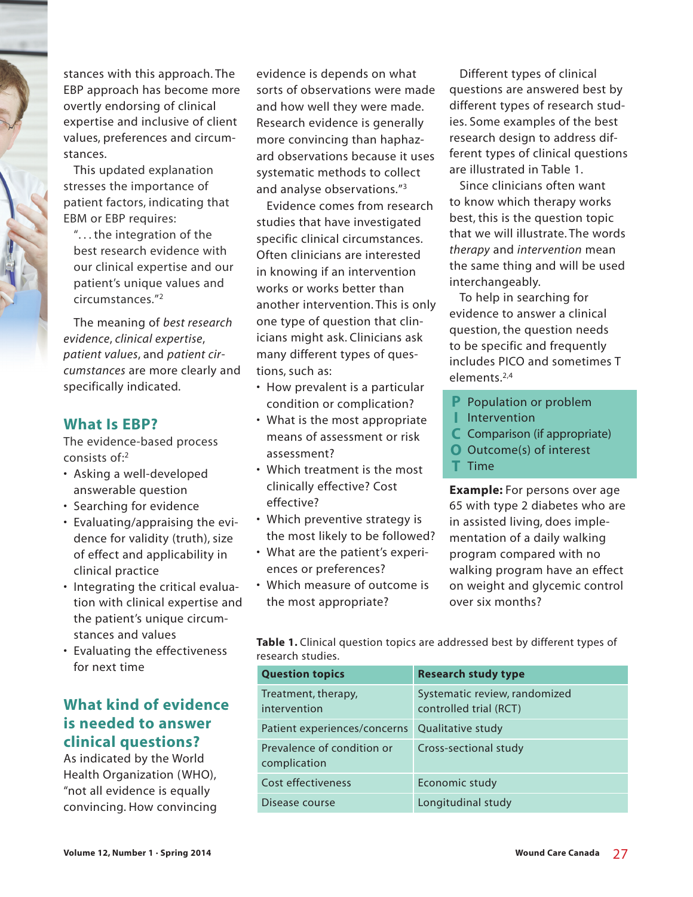stances with this approach. The EBP approach has become more overtly endorsing of clinical expertise and inclusive of client values, preferences and circumstances.

This updated explanation stresses the importance of patient factors, indicating that EBM or EBP requires:

> "... the integration of the best research evidence with our clinical expertise and our patient's unique values and circumstances."[2]

The meaning of *best research evidence*, *clinical expertise*, *patient values*, and *patient circumstances* are more clearly and specifically indicated.

## What Is EBP?

The evidence-based process consists of:[2]

- Asking a well-developed answerable question
- Searching for evidence
- Evaluating/appraising the evidence for validity (truth), size of effect and applicability in clinical practice
- Integrating the critical evaluation with clinical expertise and the patient's unique circumstances and values
- Evaluating the effectiveness for next time

## What kind of evidence is needed to answer clinical questions?

As indicated by the World Health Organization (WHO), "not all evidence is equally convincing. How convincing evidence is depends on what sorts of observations were made and how well they were made. Research evidence is generally more convincing than haphazard observations because it uses systematic methods to collect and analyse observations."[3]

Evidence comes from research studies that have investigated specific clinical circumstances. Often clinicians are interested in knowing if an intervention works or works better than another intervention. This is only one type of question that clinicians might ask. Clinicians ask many different types of questions, such as:

- How prevalent is a particular condition or complication?
- What is the most appropriate means of assessment or risk assessment?
- Which treatment is the most clinically effective? Cost effective?
- Which preventive strategy is the most likely to be followed?
- What are the patient's experiences or preferences?
- Which measure of outcome is the most appropriate?

Different types of clinical questions are answered best by different types of research studies. Some examples of the best research design to address different types of clinical questions are illustrated in Table 1.

Since clinicians often want to know which therapy works best, this is the question topic that we will illustrate. The words *therapy* and *intervention* mean the same thing and will be used interchangeably.

To help in searching for evidence to answer a clinical question, the question needs to be specific and frequently includes PICO and sometimes T elements.[2,4]

- **P** Population or problem
- **I** Intervention
- **C** Comparison (if appropriate)
- **O** Outcome(s) of interest
- **T** Time

**Example:** For persons over age 65 with type 2 diabetes who are in assisted living, does implementation of a daily walking program compared with no walking program have an effect on weight and glycemic control over six months?

**Table 1.** Clinical question topics are addressed best by different types of research studies.

| Question topics | Research study type |
|---|---|
| Treatment, therapy, intervention | Systematic review, randomized controlled trial (RCT) |
| Patient experiences/concerns | Qualitative study |
| Prevalence of condition or complication | Cross-sectional study |
| Cost effectiveness | Economic study |
| Disease course | Longitudinal study |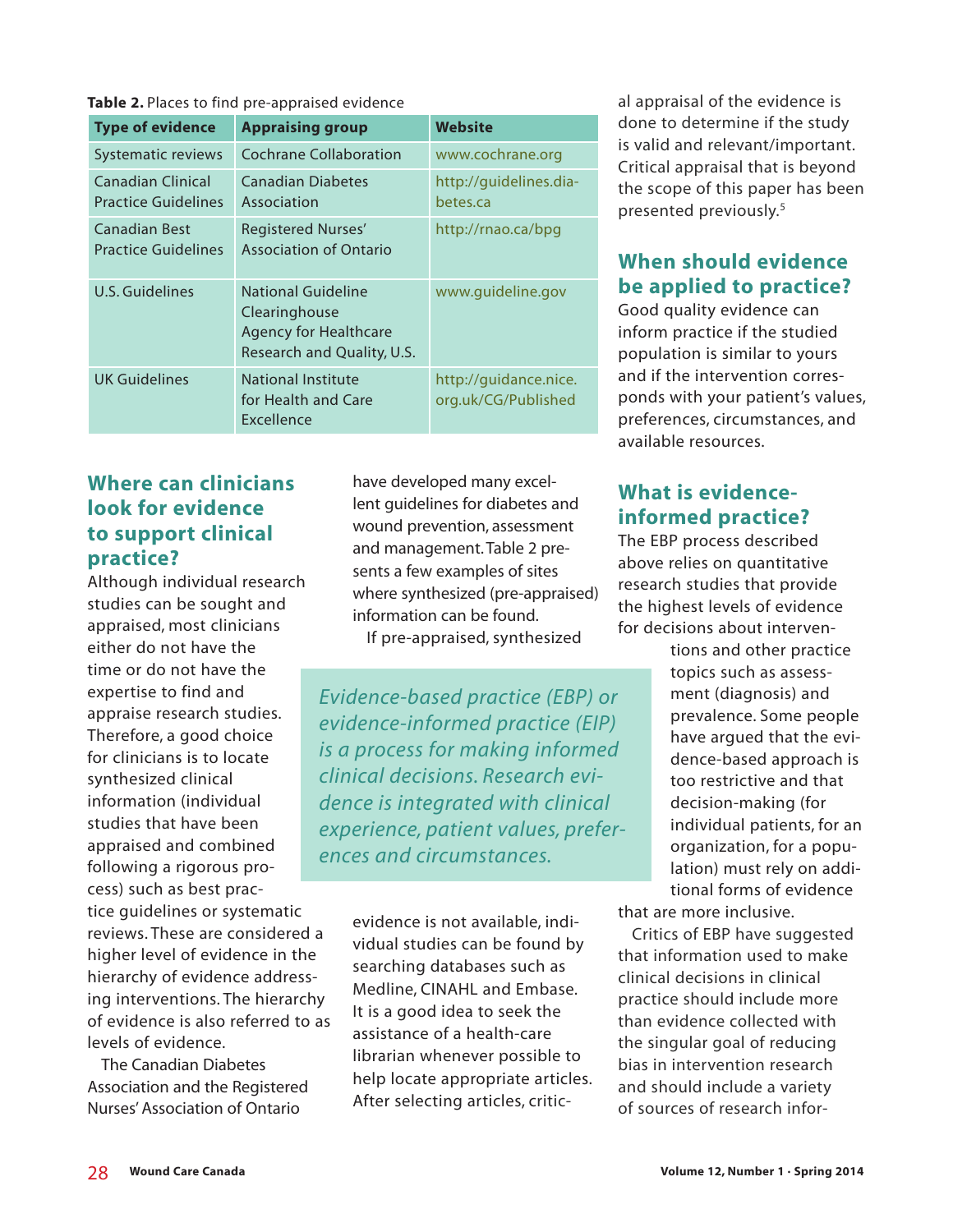**Table 2.** Places to find pre-appraised evidence

| Type of evidence | Appraising group | Website |
|---|---|---|
| Systematic reviews | Cochrane Collaboration | www.cochrane.org |
| Canadian Clinical Practice Guidelines | Canadian Diabetes Association | http://guidelines.diabetes.ca |
| Canadian Best Practice Guidelines | Registered Nurses' Association of Ontario | http://rnao.ca/bpg |
| U.S. Guidelines | National Guideline Clearinghouse Agency for Healthcare Research and Quality, U.S. | www.guideline.gov |
| UK Guidelines | National Institute for Health and Care Excellence | http://guidance.nice.org.uk/CG/Published |

## Where can clinicians look for evidence to support clinical practice?

Although individual research studies can be sought and appraised, most clinicians either do not have the time or do not have the expertise to find and appraise research studies. Therefore, a good choice for clinicians is to locate synthesized clinical information (individual studies that have been appraised and combined following a rigorous process) such as best practice guidelines or systematic reviews. These are considered a higher level of evidence in the hierarchy of evidence addressing interventions. The hierarchy of evidence is also referred to as levels of evidence.

The Canadian Diabetes Association and the Registered Nurses' Association of Ontario have developed many excellent guidelines for diabetes and wound prevention, assessment and management. Table 2 presents a few examples of sites where synthesized (pre-appraised) information can be found.

If pre-appraised, synthesized evidence is not available, individual studies can be found by searching databases such as Medline, CINAHL and Embase. It is a good idea to seek the assistance of a health-care librarian whenever possible to help locate appropriate articles. After selecting articles, critical appraisal of the evidence is done to determine if the study is valid and relevant/important. Critical appraisal that is beyond the scope of this paper has been presented previously.[5]

*Evidence-based practice (EBP) or evidence-informed practice (EIP) is a process for making informed clinical decisions. Research evidence is integrated with clinical experience, patient values, preferences and circumstances.*

## When should evidence be applied to practice?

Good quality evidence can inform practice if the studied population is similar to yours and if the intervention corresponds with your patient's values, preferences, circumstances, and available resources.

## What is evidence-informed practice?

The EBP process described above relies on quantitative research studies that provide the highest levels of evidence for decisions about interventions and other practice topics such as assessment (diagnosis) and prevalence. Some people have argued that the evidence-based approach is too restrictive and that decision-making (for individual patients, for an organization, for a population) must rely on additional forms of evidence that are more inclusive.

Critics of EBP have suggested that information used to make clinical decisions in clinical practice should include more than evidence collected with the singular goal of reducing bias in intervention research and should include a variety of sources of research infor-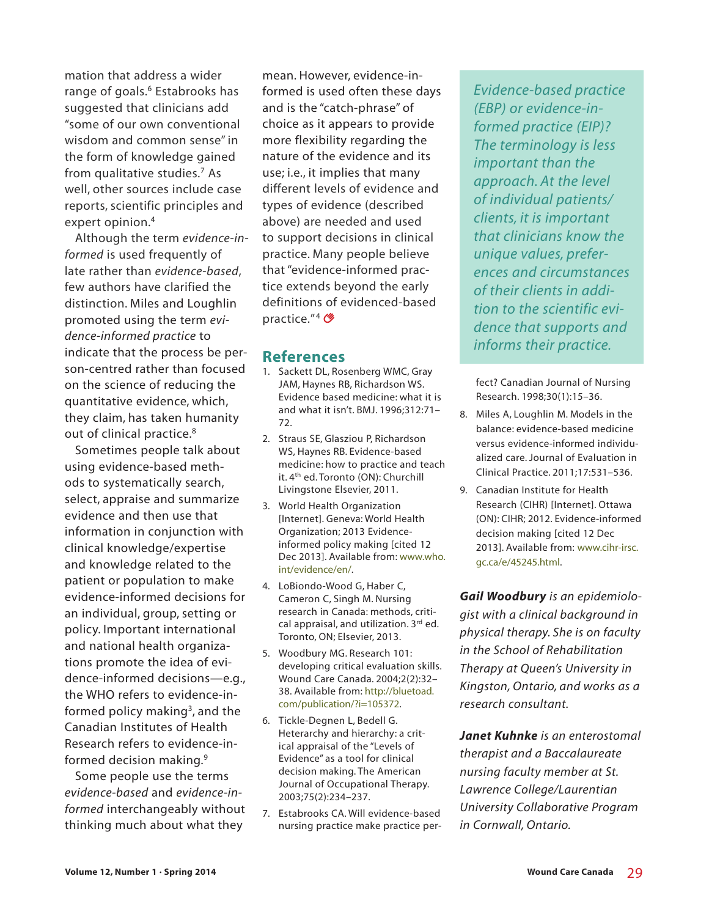mation that address a wider range of goals.[6] Estabrooks has suggested that clinicians add "some of our own conventional wisdom and common sense" in the form of knowledge gained from qualitative studies.[7] As well, other sources include case reports, scientific principles and expert opinion.[4]

Although the term *evidence-informed* is used frequently of late rather than *evidence-based*, few authors have clarified the distinction. Miles and Loughlin promoted using the term *evidence-informed practice* to indicate that the process be person-centred rather than focused on the science of reducing the quantitative evidence, which, they claim, has taken humanity out of clinical practice.[8]

Sometimes people talk about using evidence-based methods to systematically search, select, appraise and summarize evidence and then use that information in conjunction with clinical knowledge/expertise and knowledge related to the patient or population to make evidence-informed decisions for an individual, group, setting or policy. Important international and national health organizations promote the idea of evidence-informed decisions—e.g., the WHO refers to evidence-informed policy making[3], and the Canadian Institutes of Health Research refers to evidence-informed decision making.[9]

Some people use the terms *evidence-based* and *evidence-informed* interchangeably without thinking much about what they mean. However, evidence-informed is used often these days and is the "catch-phrase" of choice as it appears to provide more flexibility regarding the nature of the evidence and its use; i.e., it implies that many different levels of evidence and types of evidence (described above) are needed and used to support decisions in clinical practice. Many people believe that "evidence-informed practice extends beyond the early definitions of evidenced-based practice."[4]

*Evidence-based practice (EBP) or evidence-informed practice (EIP)? The terminology is less important than the approach. At the level of individual patients/clients, it is important that clinicians know the unique values, preferences and circumstances of their clients in addition to the scientific evidence that supports and informs their practice.*

## References

1. Sackett DL, Rosenberg WMC, Gray JAM, Haynes RB, Richardson WS. Evidence based medicine: what it is and what it isn't. BMJ. 1996;312:71–72.
2. Straus SE, Glasziou P, Richardson WS, Haynes RB. Evidence-based medicine: how to practice and teach it. 4th ed. Toronto (ON): Churchill Livingstone Elsevier, 2011.
3. World Health Organization [Internet]. Geneva: World Health Organization; 2013 Evidence-informed policy making [cited 12 Dec 2013]. Available from: www.who.int/evidence/en/.
4. LoBiondo-Wood G, Haber C, Cameron C, Singh M. Nursing research in Canada: methods, critical appraisal, and utilization. 3rd ed. Toronto, ON; Elsevier, 2013.
5. Woodbury MG. Research 101: developing critical evaluation skills. Wound Care Canada. 2004;2(2):32–38. Available from: http://bluetoad.com/publication/?i=105372.
6. Tickle-Degnen L, Bedell G. Heterarchy and hierarchy: a critical appraisal of the "Levels of Evidence" as a tool for clinical decision making. The American Journal of Occupational Therapy. 2003;75(2):234–237.
7. Estabrooks CA. Will evidence-based nursing practice make practice perfect? Canadian Journal of Nursing Research. 1998;30(1):15–36.
8. Miles A, Loughlin M. Models in the balance: evidence-based medicine versus evidence-informed individualized care. Journal of Evaluation in Clinical Practice. 2011;17:531–536.
9. Canadian Institute for Health Research (CIHR) [Internet]. Ottawa (ON): CIHR; 2012. Evidence-informed decision making [cited 12 Dec 2013]. Available from: www.cihr-irsc.gc.ca/e/45245.html.

***Gail Woodbury*** *is an epidemiologist with a clinical background in physical therapy. She is on faculty in the School of Rehabilitation Therapy at Queen's University in Kingston, Ontario, and works as a research consultant.*

***Janet Kuhnke*** *is an enterostomal therapist and a Baccalaureate nursing faculty member at St. Lawrence College/Laurentian University Collaborative Program in Cornwall, Ontario.*